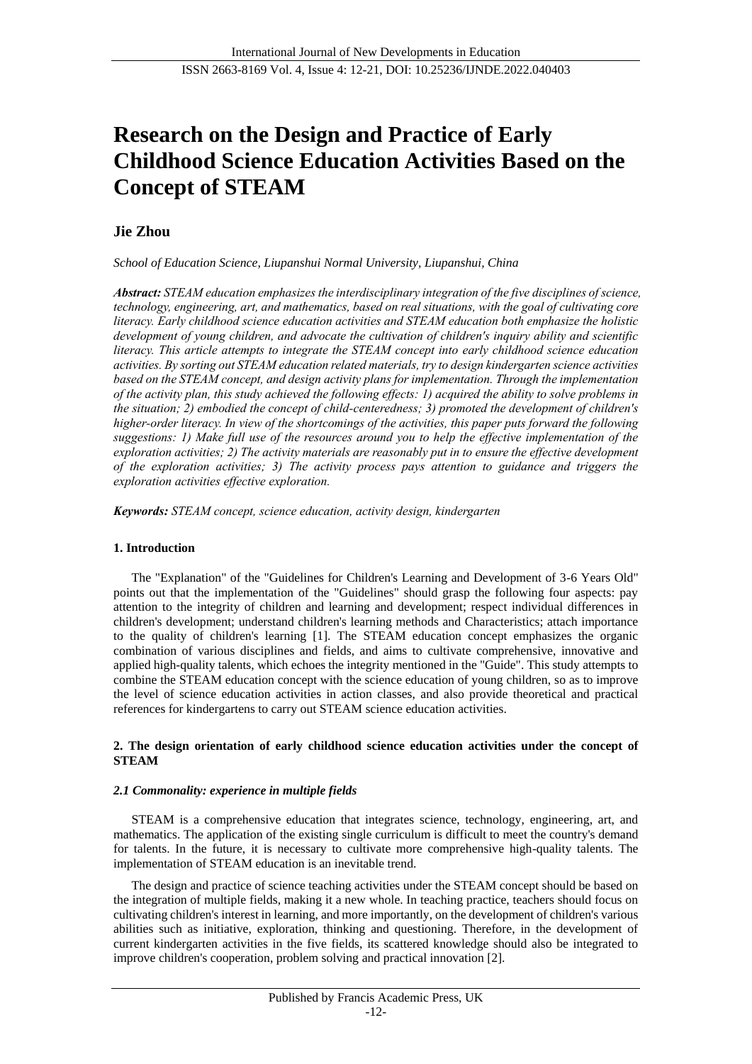# Research on the Design and Practice of Early Childhood Science Education Activities Based on the Concept of STEAM

**Jie Zhou**

*School of Education Science, Liupanshui Normal University, Liupanshui, China*

***Abstract:*** *STEAM education emphasizes the interdisciplinary integration of the five disciplines of science, technology, engineering, art, and mathematics, based on real situations, with the goal of cultivating core literacy. Early childhood science education activities and STEAM education both emphasize the holistic development of young children, and advocate the cultivation of children's inquiry ability and scientific literacy. This article attempts to integrate the STEAM concept into early childhood science education activities. By sorting out STEAM education related materials, try to design kindergarten science activities based on the STEAM concept, and design activity plans for implementation. Through the implementation of the activity plan, this study achieved the following effects: 1) acquired the ability to solve problems in the situation; 2) embodied the concept of child-centeredness; 3) promoted the development of children's higher-order literacy. In view of the shortcomings of the activities, this paper puts forward the following suggestions: 1) Make full use of the resources around you to help the effective implementation of the exploration activities; 2) The activity materials are reasonably put in to ensure the effective development of the exploration activities; 3) The activity process pays attention to guidance and triggers the exploration activities effective exploration.*

***Keywords:*** *STEAM concept, science education, activity design, kindergarten*

## 1. Introduction

The "Explanation" of the "Guidelines for Children's Learning and Development of 3-6 Years Old" points out that the implementation of the "Guidelines" should grasp the following four aspects: pay attention to the integrity of children and learning and development; respect individual differences in children's development; understand children's learning methods and Characteristics; attach importance to the quality of children's learning [1]. The STEAM education concept emphasizes the organic combination of various disciplines and fields, and aims to cultivate comprehensive, innovative and applied high-quality talents, which echoes the integrity mentioned in the "Guide". This study attempts to combine the STEAM education concept with the science education of young children, so as to improve the level of science education activities in action classes, and also provide theoretical and practical references for kindergartens to carry out STEAM science education activities.

## 2. The design orientation of early childhood science education activities under the concept of STEAM

### 2.1 Commonality: experience in multiple fields

STEAM is a comprehensive education that integrates science, technology, engineering, art, and mathematics. The application of the existing single curriculum is difficult to meet the country's demand for talents. In the future, it is necessary to cultivate more comprehensive high-quality talents. The implementation of STEAM education is an inevitable trend.

The design and practice of science teaching activities under the STEAM concept should be based on the integration of multiple fields, making it a new whole. In teaching practice, teachers should focus on cultivating children's interest in learning, and more importantly, on the development of children's various abilities such as initiative, exploration, thinking and questioning. Therefore, in the development of current kindergarten activities in the five fields, its scattered knowledge should also be integrated to improve children's cooperation, problem solving and practical innovation [2].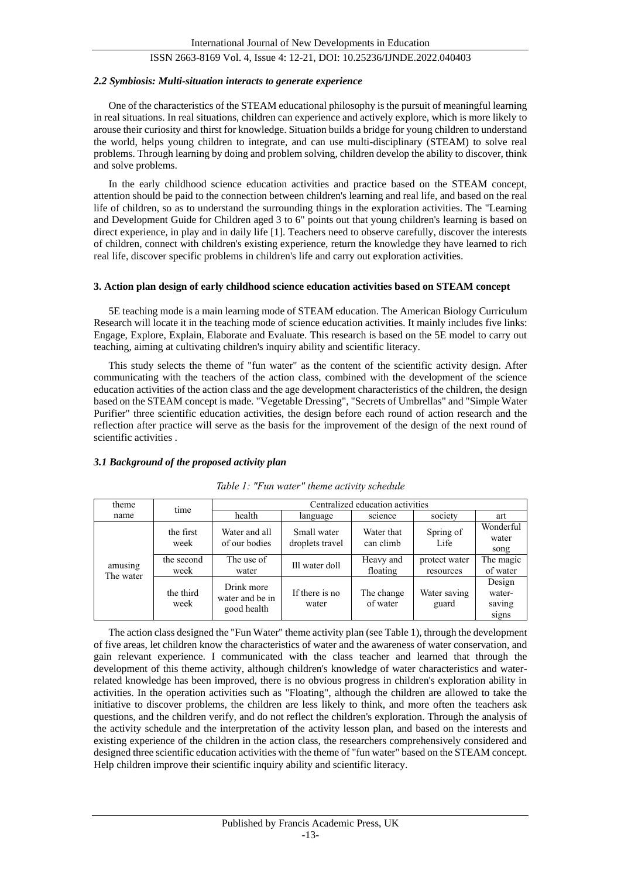### *2.2 Symbiosis: Multi-situation interacts to generate experience*

One of the characteristics of the STEAM educational philosophy is the pursuit of meaningful learning in real situations. In real situations, children can experience and actively explore, which is more likely to arouse their curiosity and thirst for knowledge. Situation builds a bridge for young children to understand the world, helps young children to integrate, and can use multi-disciplinary (STEAM) to solve real problems. Through learning by doing and problem solving, children develop the ability to discover, think and solve problems.

In the early childhood science education activities and practice based on the STEAM concept, attention should be paid to the connection between children's learning and real life, and based on the real life of children, so as to understand the surrounding things in the exploration activities. The "Learning and Development Guide for Children aged 3 to 6" points out that young children's learning is based on direct experience, in play and in daily life [1]. Teachers need to observe carefully, discover the interests of children, connect with children's existing experience, return the knowledge they have learned to rich real life, discover specific problems in children's life and carry out exploration activities.

## 3. Action plan design of early childhood science education activities based on STEAM concept

5E teaching mode is a main learning mode of STEAM education. The American Biology Curriculum Research will locate it in the teaching mode of science education activities. It mainly includes five links: Engage, Explore, Explain, Elaborate and Evaluate. This research is based on the 5E model to carry out teaching, aiming at cultivating children's inquiry ability and scientific literacy.

This study selects the theme of "fun water" as the content of the scientific activity design. After communicating with the teachers of the action class, combined with the development of the science education activities of the action class and the age development characteristics of the children, the design based on the STEAM concept is made. "Vegetable Dressing", "Secrets of Umbrellas" and "Simple Water Purifier" three scientific education activities, the design before each round of action research and the reflection after practice will serve as the basis for the improvement of the design of the next round of scientific activities .

### *3.1 Background of the proposed activity plan*

*Table 1: "Fun water" theme activity schedule*

| theme name | time | Centralized education activities | | | | |
|---|---|---|---|---|---|---|
| | | health | language | science | society | art |
| amusing The water | the first week | Water and all of our bodies | Small water droplets travel | Water that can climb | Spring of Life | Wonderful water song |
| | the second week | The use of water | Ill water doll | Heavy and floating | protect water resources | The magic of water |
| | the third week | Drink more water and be in good health | If there is no water | The change of water | Water saving guard | Design water-saving signs |

The action class designed the "Fun Water" theme activity plan (see Table 1), through the development of five areas, let children know the characteristics of water and the awareness of water conservation, and gain relevant experience. I communicated with the class teacher and learned that through the development of this theme activity, although children's knowledge of water characteristics and water-related knowledge has been improved, there is no obvious progress in children's exploration ability in activities. In the operation activities such as "Floating", although the children are allowed to take the initiative to discover problems, the children are less likely to think, and more often the teachers ask questions, and the children verify, and do not reflect the children's exploration. Through the analysis of the activity schedule and the interpretation of the activity lesson plan, and based on the interests and existing experience of the children in the action class, the researchers comprehensively considered and designed three scientific education activities with the theme of "fun water" based on the STEAM concept. Help children improve their scientific inquiry ability and scientific literacy.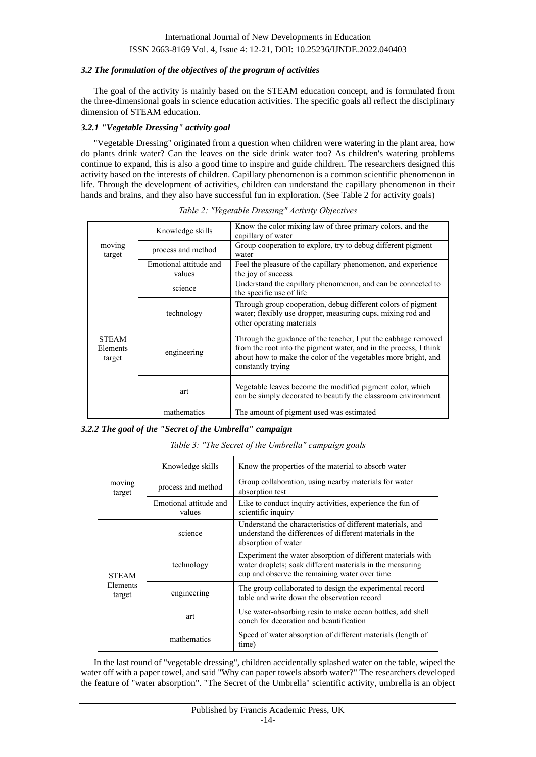### *3.2 The formulation of the objectives of the program of activities*

The goal of the activity is mainly based on the STEAM education concept, and is formulated from the three-dimensional goals in science education activities. The specific goals all reflect the disciplinary dimension of STEAM education.

#### *3.2.1 "Vegetable Dressing" activity goal*

"Vegetable Dressing" originated from a question when children were watering in the plant area, how do plants drink water? Can the leaves on the side drink water too? As children's watering problems continue to expand, this is also a good time to inspire and guide children. The researchers designed this activity based on the interests of children. Capillary phenomenon is a common scientific phenomenon in life. Through the development of activities, children can understand the capillary phenomenon in their hands and brains, and they also have successful fun in exploration. (See Table 2 for activity goals)

*Table 2: "Vegetable Dressing" Activity Objectives*

| | | |
|---|---|---|
| moving target | Knowledge skills | Know the color mixing law of three primary colors, and the capillary of water |
| | process and method | Group cooperation to explore, try to debug different pigment water |
| | Emotional attitude and values | Feel the pleasure of the capillary phenomenon, and experience the joy of success |
| STEAM Elements target | science | Understand the capillary phenomenon, and can be connected to the specific use of life |
| | technology | Through group cooperation, debug different colors of pigment water; flexibly use dropper, measuring cups, mixing rod and other operating materials |
| | engineering | Through the guidance of the teacher, I put the cabbage removed from the root into the pigment water, and in the process, I think about how to make the color of the vegetables more bright, and constantly trying |
| | art | Vegetable leaves become the modified pigment color, which can be simply decorated to beautify the classroom environment |
| | mathematics | The amount of pigment used was estimated |

#### *3.2.2 The goal of the "Secret of the Umbrella" campaign*

*Table 3: "The Secret of the Umbrella" campaign goals*

| | | |
|---|---|---|
| moving target | Knowledge skills | Know the properties of the material to absorb water |
| | process and method | Group collaboration, using nearby materials for water absorption test |
| | Emotional attitude and values | Like to conduct inquiry activities, experience the fun of scientific inquiry |
| STEAM Elements target | science | Understand the characteristics of different materials, and understand the differences of different materials in the absorption of water |
| | technology | Experiment the water absorption of different materials with water droplets; soak different materials in the measuring cup and observe the remaining water over time |
| | engineering | The group collaborated to design the experimental record table and write down the observation record |
| | art | Use water-absorbing resin to make ocean bottles, add shell conch for decoration and beautification |
| | mathematics | Speed of water absorption of different materials (length of time) |

In the last round of "vegetable dressing", children accidentally splashed water on the table, wiped the water off with a paper towel, and said "Why can paper towels absorb water?" The researchers developed the feature of "water absorption". "The Secret of the Umbrella" scientific activity, umbrella is an object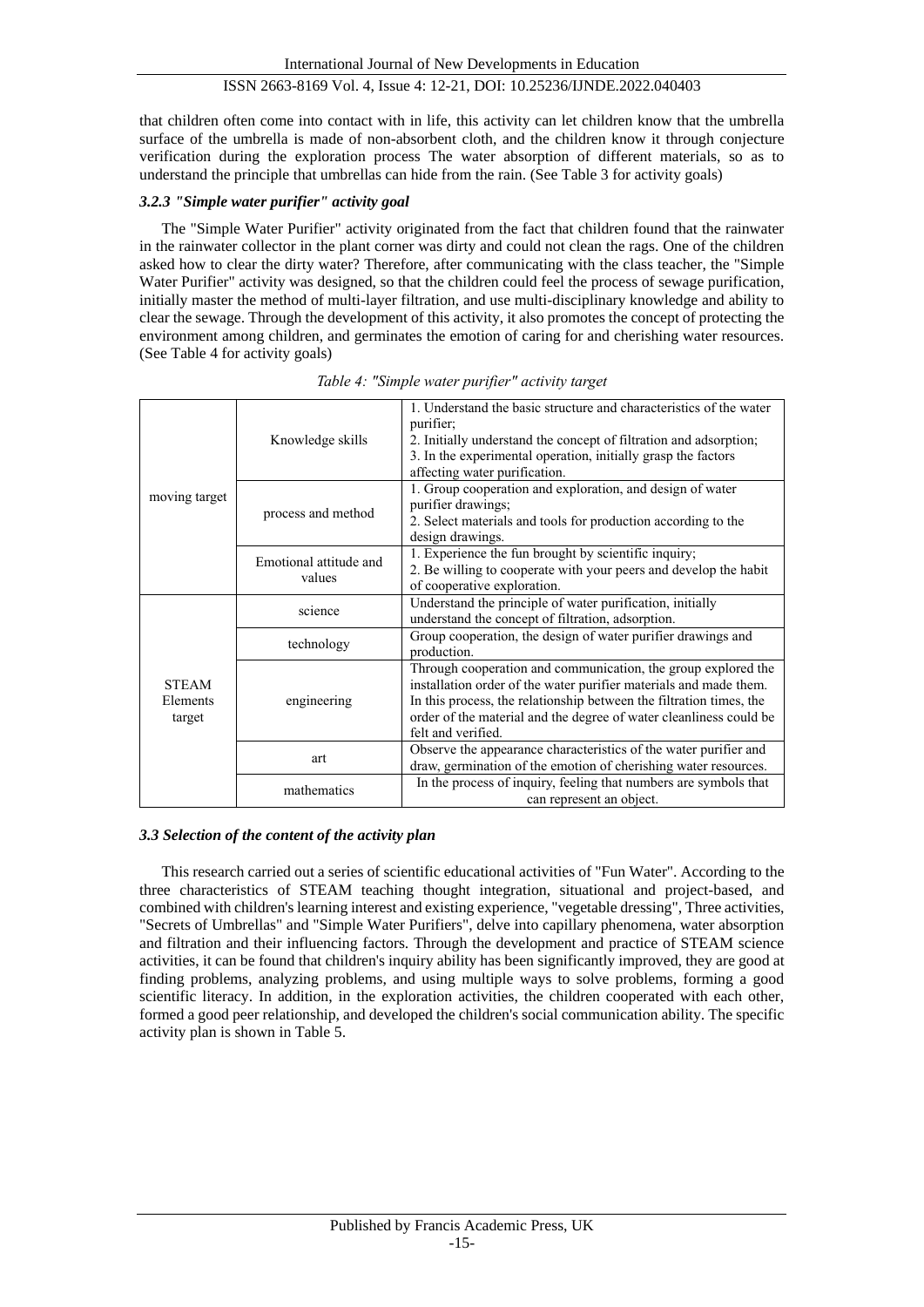that children often come into contact with in life, this activity can let children know that the umbrella surface of the umbrella is made of non-absorbent cloth, and the children know it through conjecture verification during the exploration process The water absorption of different materials, so as to understand the principle that umbrellas can hide from the rain. (See Table 3 for activity goals)

#### *3.2.3 "Simple water purifier" activity goal*

The "Simple Water Purifier" activity originated from the fact that children found that the rainwater in the rainwater collector in the plant corner was dirty and could not clean the rags. One of the children asked how to clear the dirty water? Therefore, after communicating with the class teacher, the "Simple Water Purifier" activity was designed, so that the children could feel the process of sewage purification, initially master the method of multi-layer filtration, and use multi-disciplinary knowledge and ability to clear the sewage. Through the development of this activity, it also promotes the concept of protecting the environment among children, and germinates the emotion of caring for and cherishing water resources. (See Table 4 for activity goals)

*Table 4: "Simple water purifier" activity target*

| | | |
|---|---|---|
| moving target | Knowledge skills | 1. Understand the basic structure and characteristics of the water purifier;<br>2. Initially understand the concept of filtration and adsorption;<br>3. In the experimental operation, initially grasp the factors affecting water purification. |
| | process and method | 1. Group cooperation and exploration, and design of water purifier drawings;<br>2. Select materials and tools for production according to the design drawings. |
| | Emotional attitude and values | 1. Experience the fun brought by scientific inquiry;<br>2. Be willing to cooperate with your peers and develop the habit of cooperative exploration. |
| STEAM Elements target | science | Understand the principle of water purification, initially understand the concept of filtration, adsorption. |
| | technology | Group cooperation, the design of water purifier drawings and production. |
| | engineering | Through cooperation and communication, the group explored the installation order of the water purifier materials and made them. In this process, the relationship between the filtration times, the order of the material and the degree of water cleanliness could be felt and verified. |
| | art | Observe the appearance characteristics of the water purifier and draw, germination of the emotion of cherishing water resources. |
| | mathematics | In the process of inquiry, feeling that numbers are symbols that can represent an object. |

### *3.3 Selection of the content of the activity plan*

This research carried out a series of scientific educational activities of "Fun Water". According to the three characteristics of STEAM teaching thought integration, situational and project-based, and combined with children's learning interest and existing experience, "vegetable dressing", Three activities, "Secrets of Umbrellas" and "Simple Water Purifiers", delve into capillary phenomena, water absorption and filtration and their influencing factors. Through the development and practice of STEAM science activities, it can be found that children's inquiry ability has been significantly improved, they are good at finding problems, analyzing problems, and using multiple ways to solve problems, forming a good scientific literacy. In addition, in the exploration activities, the children cooperated with each other, formed a good peer relationship, and developed the children's social communication ability. The specific activity plan is shown in Table 5.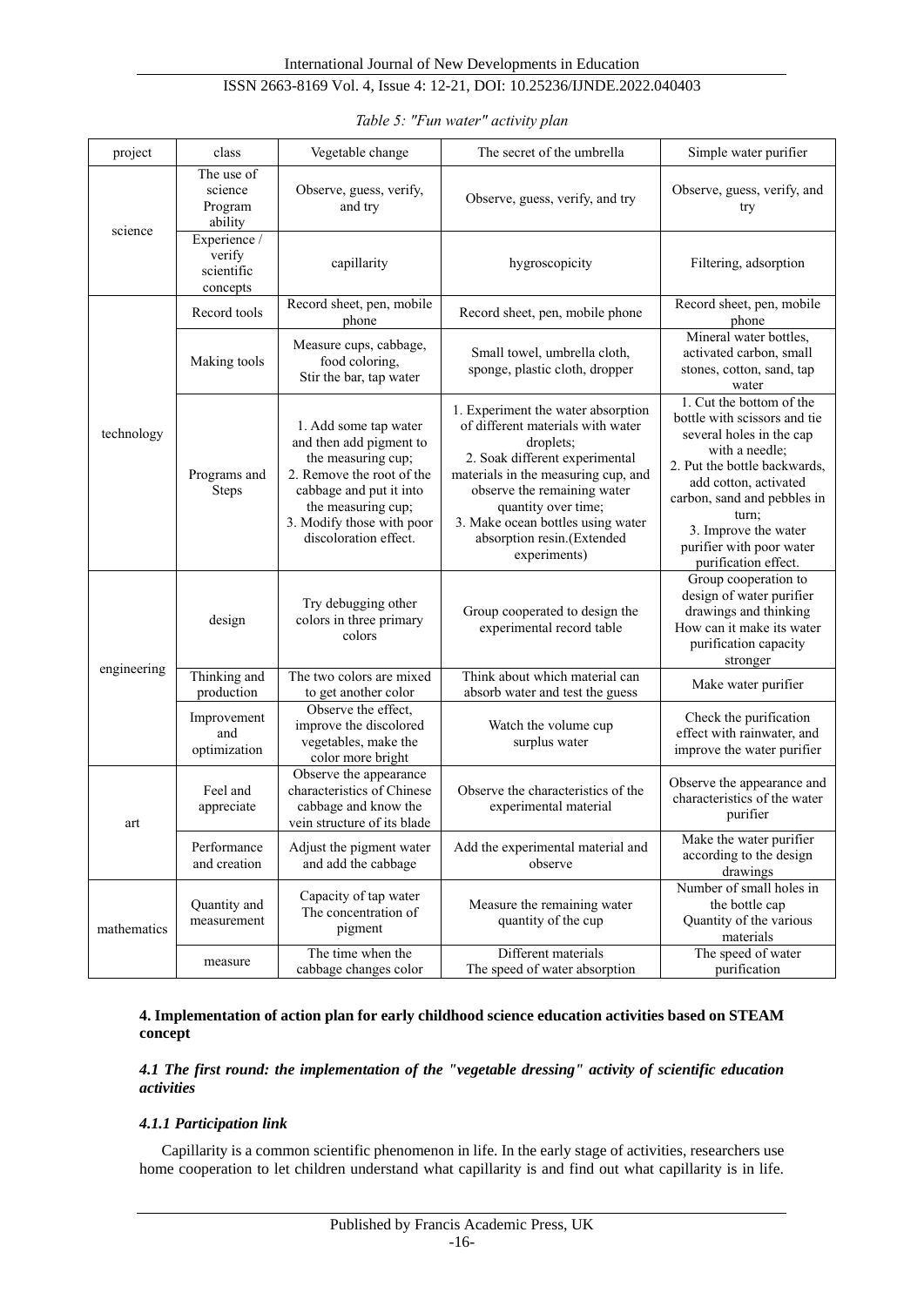*Table 5: "Fun water" activity plan*

| project | class | Vegetable change | The secret of the umbrella | Simple water purifier |
| --- | --- | --- | --- | --- |
| science | The use of science Program ability | Observe, guess, verify, and try | Observe, guess, verify, and try | Observe, guess, verify, and try |
| | Experience / verify scientific concepts | capillarity | hygroscopicity | Filtering, adsorption |
| technology | Record tools | Record sheet, pen, mobile phone | Record sheet, pen, mobile phone | Record sheet, pen, mobile phone |
| | Making tools | Measure cups, cabbage, food coloring, Stir the bar, tap water | Small towel, umbrella cloth, sponge, plastic cloth, dropper | Mineral water bottles, activated carbon, small stones, cotton, sand, tap water |
| | Programs and Steps | 1. Add some tap water and then add pigment to the measuring cup; 2. Remove the root of the cabbage and put it into the measuring cup; 3. Modify those with poor discoloration effect. | 1. Experiment the water absorption of different materials with water droplets; 2. Soak different experimental materials in the measuring cup, and observe the remaining water quantity over time; 3. Make ocean bottles using water absorption resin.(Extended experiments) | 1. Cut the bottom of the bottle with scissors and tie several holes in the cap with a needle; 2. Put the bottle backwards, add cotton, activated carbon, sand and pebbles in turn; 3. Improve the water purifier with poor water purification effect. |
| engineering | design | Try debugging other colors in three primary colors | Group cooperated to design the experimental record table | Group cooperation to design of water purifier drawings and thinking How can it make its water purification capacity stronger |
| | Thinking and production | The two colors are mixed to get another color | Think about which material can absorb water and test the guess | Make water purifier |
| | Improvement and optimization | Observe the effect, improve the discolored vegetables, make the color more bright | Watch the volume cup surplus water | Check the purification effect with rainwater, and improve the water purifier |
| art | Feel and appreciate | Observe the appearance characteristics of Chinese cabbage and know the vein structure of its blade | Observe the characteristics of the experimental material | Observe the appearance and characteristics of the water purifier |
| | Performance and creation | Adjust the pigment water and add the cabbage | Add the experimental material and observe | Make the water purifier according to the design drawings |
| mathematics | Quantity and measurement | Capacity of tap water The concentration of pigment | Measure the remaining water quantity of the cup | Number of small holes in the bottle cap Quantity of the various materials |
| | measure | The time when the cabbage changes color | Different materials The speed of water absorption | The speed of water purification |

## 4. Implementation of action plan for early childhood science education activities based on STEAM concept

### *4.1 The first round: the implementation of the "vegetable dressing" activity of scientific education activities*

#### *4.1.1 Participation link*

Capillarity is a common scientific phenomenon in life. In the early stage of activities, researchers use home cooperation to let children understand what capillarity is and find out what capillarity is in life.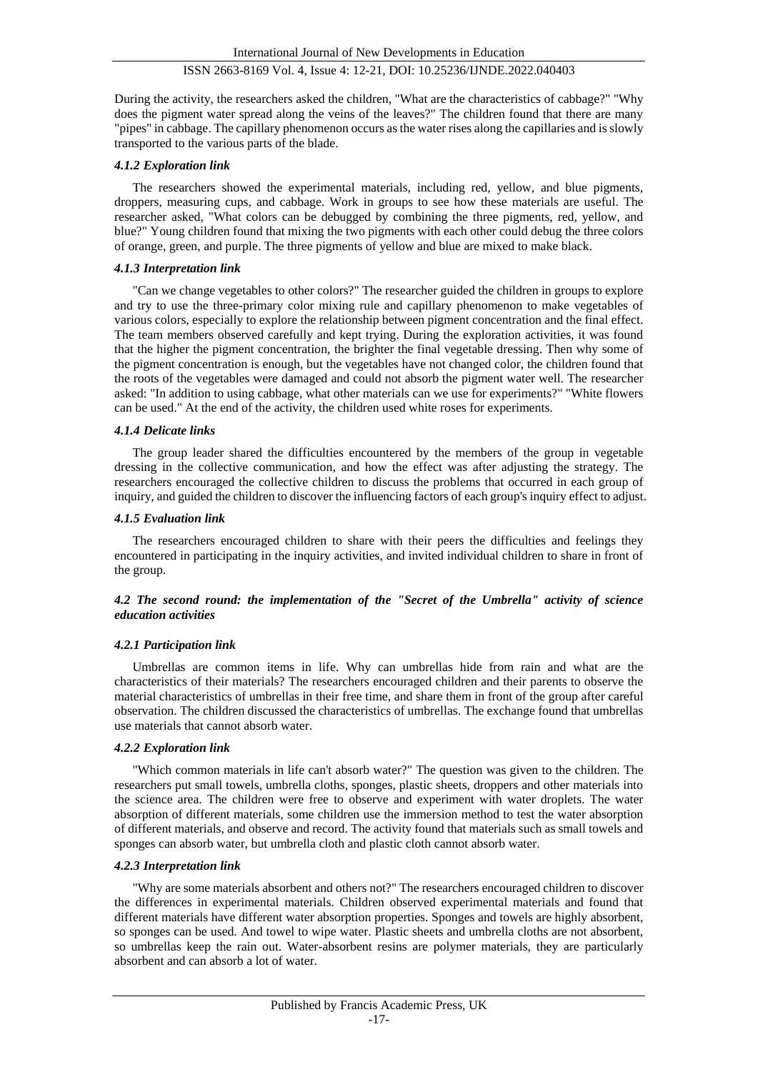During the activity, the researchers asked the children, "What are the characteristics of cabbage?" "Why does the pigment water spread along the veins of the leaves?" The children found that there are many "pipes" in cabbage. The capillary phenomenon occurs as the water rises along the capillaries and is slowly transported to the various parts of the blade.

#### *4.1.2 Exploration link*

The researchers showed the experimental materials, including red, yellow, and blue pigments, droppers, measuring cups, and cabbage. Work in groups to see how these materials are useful. The researcher asked, "What colors can be debugged by combining the three pigments, red, yellow, and blue?" Young children found that mixing the two pigments with each other could debug the three colors of orange, green, and purple. The three pigments of yellow and blue are mixed to make black.

#### *4.1.3 Interpretation link*

"Can we change vegetables to other colors?" The researcher guided the children in groups to explore and try to use the three-primary color mixing rule and capillary phenomenon to make vegetables of various colors, especially to explore the relationship between pigment concentration and the final effect. The team members observed carefully and kept trying. During the exploration activities, it was found that the higher the pigment concentration, the brighter the final vegetable dressing. Then why some of the pigment concentration is enough, but the vegetables have not changed color, the children found that the roots of the vegetables were damaged and could not absorb the pigment water well. The researcher asked: "In addition to using cabbage, what other materials can we use for experiments?" "White flowers can be used." At the end of the activity, the children used white roses for experiments.

#### *4.1.4 Delicate links*

The group leader shared the difficulties encountered by the members of the group in vegetable dressing in the collective communication, and how the effect was after adjusting the strategy. The researchers encouraged the collective children to discuss the problems that occurred in each group of inquiry, and guided the children to discover the influencing factors of each group's inquiry effect to adjust.

#### *4.1.5 Evaluation link*

The researchers encouraged children to share with their peers the difficulties and feelings they encountered in participating in the inquiry activities, and invited individual children to share in front of the group.

### *4.2 The second round: the implementation of the "Secret of the Umbrella" activity of science education activities*

#### *4.2.1 Participation link*

Umbrellas are common items in life. Why can umbrellas hide from rain and what are the characteristics of their materials? The researchers encouraged children and their parents to observe the material characteristics of umbrellas in their free time, and share them in front of the group after careful observation. The children discussed the characteristics of umbrellas. The exchange found that umbrellas use materials that cannot absorb water.

#### *4.2.2 Exploration link*

"Which common materials in life can't absorb water?" The question was given to the children. The researchers put small towels, umbrella cloths, sponges, plastic sheets, droppers and other materials into the science area. The children were free to observe and experiment with water droplets. The water absorption of different materials, some children use the immersion method to test the water absorption of different materials, and observe and record. The activity found that materials such as small towels and sponges can absorb water, but umbrella cloth and plastic cloth cannot absorb water.

#### *4.2.3 Interpretation link*

"Why are some materials absorbent and others not?" The researchers encouraged children to discover the differences in experimental materials. Children observed experimental materials and found that different materials have different water absorption properties. Sponges and towels are highly absorbent, so sponges can be used. And towel to wipe water. Plastic sheets and umbrella cloths are not absorbent, so umbrellas keep the rain out. Water-absorbent resins are polymer materials, they are particularly absorbent and can absorb a lot of water.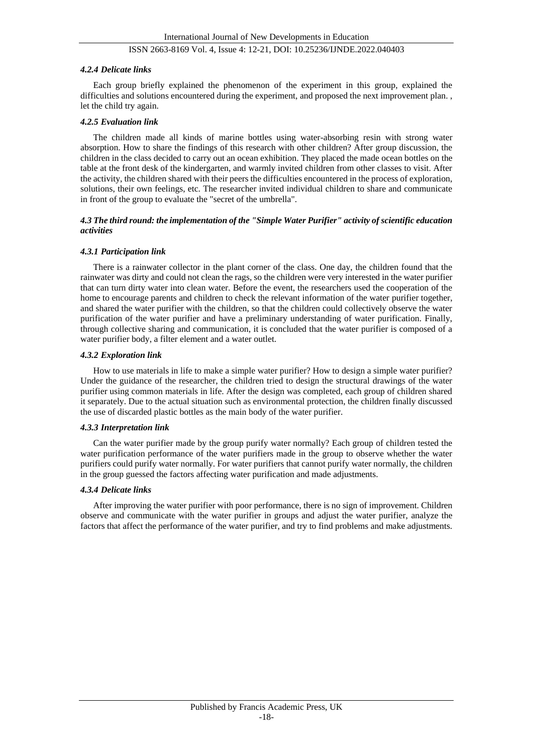#### *4.2.4 Delicate links*

Each group briefly explained the phenomenon of the experiment in this group, explained the difficulties and solutions encountered during the experiment, and proposed the next improvement plan. , let the child try again.

#### *4.2.5 Evaluation link*

The children made all kinds of marine bottles using water-absorbing resin with strong water absorption. How to share the findings of this research with other children? After group discussion, the children in the class decided to carry out an ocean exhibition. They placed the made ocean bottles on the table at the front desk of the kindergarten, and warmly invited children from other classes to visit. After the activity, the children shared with their peers the difficulties encountered in the process of exploration, solutions, their own feelings, etc. The researcher invited individual children to share and communicate in front of the group to evaluate the "secret of the umbrella".

### *4.3 The third round: the implementation of the "Simple Water Purifier" activity of scientific education activities*

#### *4.3.1 Participation link*

There is a rainwater collector in the plant corner of the class. One day, the children found that the rainwater was dirty and could not clean the rags, so the children were very interested in the water purifier that can turn dirty water into clean water. Before the event, the researchers used the cooperation of the home to encourage parents and children to check the relevant information of the water purifier together, and shared the water purifier with the children, so that the children could collectively observe the water purification of the water purifier and have a preliminary understanding of water purification. Finally, through collective sharing and communication, it is concluded that the water purifier is composed of a water purifier body, a filter element and a water outlet.

#### *4.3.2 Exploration link*

How to use materials in life to make a simple water purifier? How to design a simple water purifier? Under the guidance of the researcher, the children tried to design the structural drawings of the water purifier using common materials in life. After the design was completed, each group of children shared it separately. Due to the actual situation such as environmental protection, the children finally discussed the use of discarded plastic bottles as the main body of the water purifier.

#### *4.3.3 Interpretation link*

Can the water purifier made by the group purify water normally? Each group of children tested the water purification performance of the water purifiers made in the group to observe whether the water purifiers could purify water normally. For water purifiers that cannot purify water normally, the children in the group guessed the factors affecting water purification and made adjustments.

#### *4.3.4 Delicate links*

After improving the water purifier with poor performance, there is no sign of improvement. Children observe and communicate with the water purifier in groups and adjust the water purifier, analyze the factors that affect the performance of the water purifier, and try to find problems and make adjustments.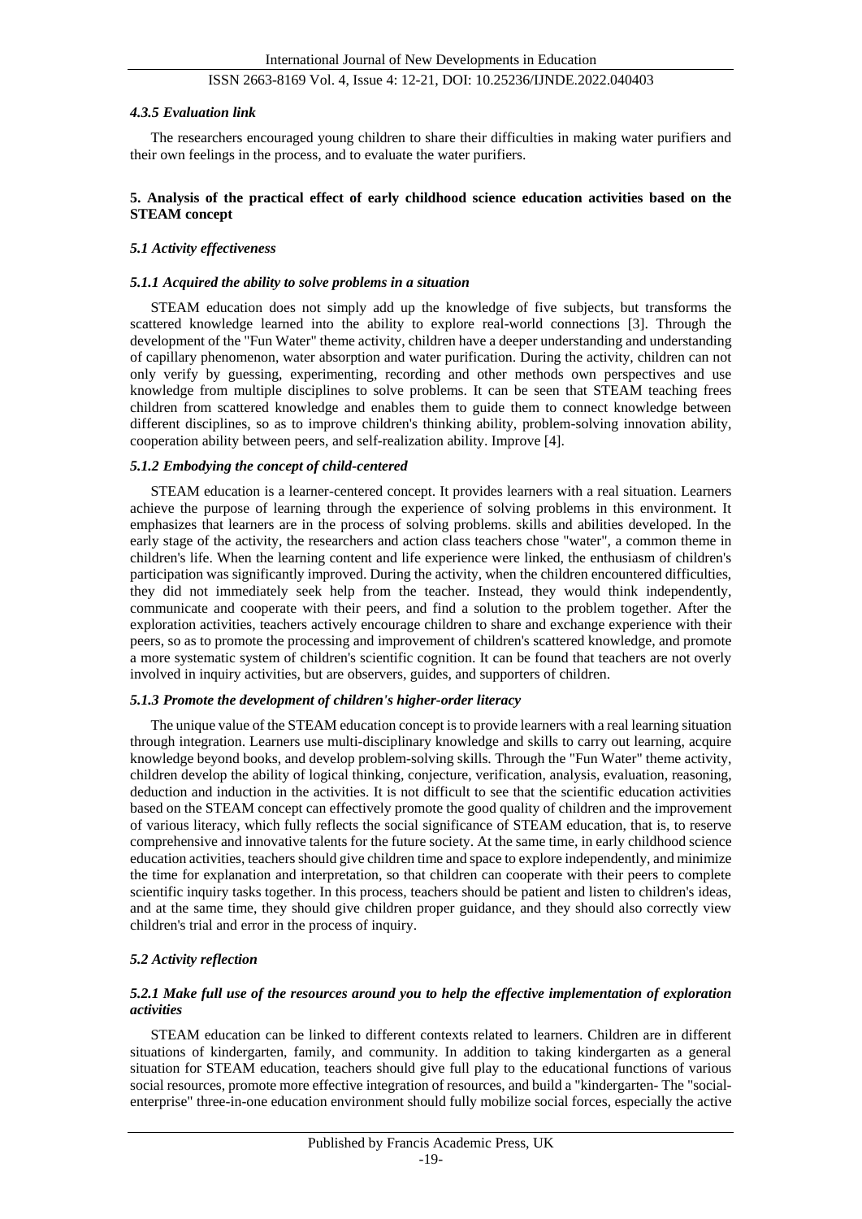#### *4.3.5 Evaluation link*

The researchers encouraged young children to share their difficulties in making water purifiers and their own feelings in the process, and to evaluate the water purifiers.

## 5. Analysis of the practical effect of early childhood science education activities based on the STEAM concept

### *5.1 Activity effectiveness*

#### *5.1.1 Acquired the ability to solve problems in a situation*

STEAM education does not simply add up the knowledge of five subjects, but transforms the scattered knowledge learned into the ability to explore real-world connections [3]. Through the development of the "Fun Water" theme activity, children have a deeper understanding and understanding of capillary phenomenon, water absorption and water purification. During the activity, children can not only verify by guessing, experimenting, recording and other methods own perspectives and use knowledge from multiple disciplines to solve problems. It can be seen that STEAM teaching frees children from scattered knowledge and enables them to guide them to connect knowledge between different disciplines, so as to improve children's thinking ability, problem-solving innovation ability, cooperation ability between peers, and self-realization ability. Improve [4].

#### *5.1.2 Embodying the concept of child-centered*

STEAM education is a learner-centered concept. It provides learners with a real situation. Learners achieve the purpose of learning through the experience of solving problems in this environment. It emphasizes that learners are in the process of solving problems. skills and abilities developed. In the early stage of the activity, the researchers and action class teachers chose "water", a common theme in children's life. When the learning content and life experience were linked, the enthusiasm of children's participation was significantly improved. During the activity, when the children encountered difficulties, they did not immediately seek help from the teacher. Instead, they would think independently, communicate and cooperate with their peers, and find a solution to the problem together. After the exploration activities, teachers actively encourage children to share and exchange experience with their peers, so as to promote the processing and improvement of children's scattered knowledge, and promote a more systematic system of children's scientific cognition. It can be found that teachers are not overly involved in inquiry activities, but are observers, guides, and supporters of children.

#### *5.1.3 Promote the development of children's higher-order literacy*

The unique value of the STEAM education concept is to provide learners with a real learning situation through integration. Learners use multi-disciplinary knowledge and skills to carry out learning, acquire knowledge beyond books, and develop problem-solving skills. Through the "Fun Water" theme activity, children develop the ability of logical thinking, conjecture, verification, analysis, evaluation, reasoning, deduction and induction in the activities. It is not difficult to see that the scientific education activities based on the STEAM concept can effectively promote the good quality of children and the improvement of various literacy, which fully reflects the social significance of STEAM education, that is, to reserve comprehensive and innovative talents for the future society. At the same time, in early childhood science education activities, teachers should give children time and space to explore independently, and minimize the time for explanation and interpretation, so that children can cooperate with their peers to complete scientific inquiry tasks together. In this process, teachers should be patient and listen to children's ideas, and at the same time, they should give children proper guidance, and they should also correctly view children's trial and error in the process of inquiry.

### *5.2 Activity reflection*

#### *5.2.1 Make full use of the resources around you to help the effective implementation of exploration activities*

STEAM education can be linked to different contexts related to learners. Children are in different situations of kindergarten, family, and community. In addition to taking kindergarten as a general situation for STEAM education, teachers should give full play to the educational functions of various social resources, promote more effective integration of resources, and build a "kindergarten- The "social-enterprise" three-in-one education environment should fully mobilize social forces, especially the active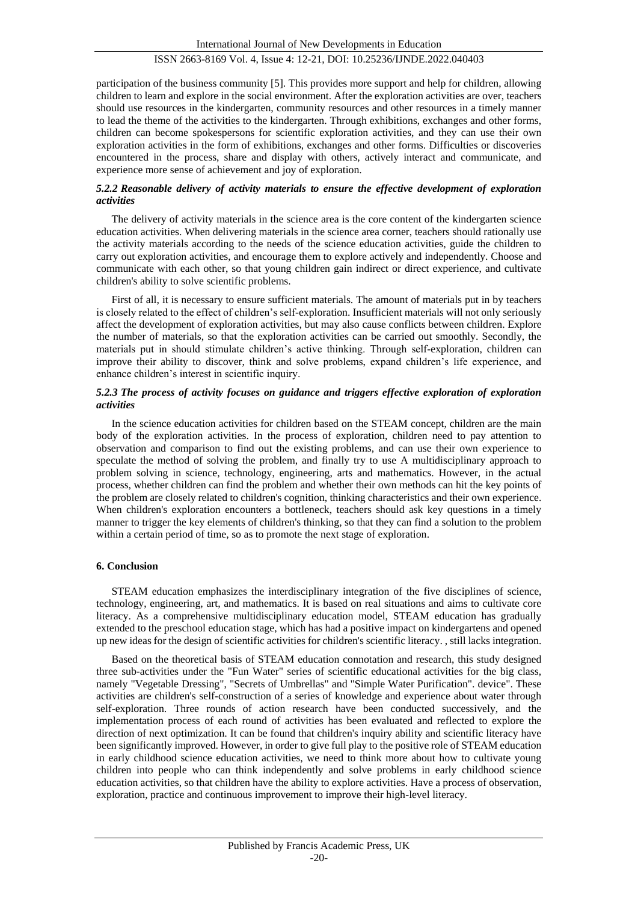participation of the business community [5]. This provides more support and help for children, allowing children to learn and explore in the social environment. After the exploration activities are over, teachers should use resources in the kindergarten, community resources and other resources in a timely manner to lead the theme of the activities to the kindergarten. Through exhibitions, exchanges and other forms, children can become spokespersons for scientific exploration activities, and they can use their own exploration activities in the form of exhibitions, exchanges and other forms. Difficulties or discoveries encountered in the process, share and display with others, actively interact and communicate, and experience more sense of achievement and joy of exploration.

#### *5.2.2 Reasonable delivery of activity materials to ensure the effective development of exploration activities*

The delivery of activity materials in the science area is the core content of the kindergarten science education activities. When delivering materials in the science area corner, teachers should rationally use the activity materials according to the needs of the science education activities, guide the children to carry out exploration activities, and encourage them to explore actively and independently. Choose and communicate with each other, so that young children gain indirect or direct experience, and cultivate children's ability to solve scientific problems.

First of all, it is necessary to ensure sufficient materials. The amount of materials put in by teachers is closely related to the effect of children's self-exploration. Insufficient materials will not only seriously affect the development of exploration activities, but may also cause conflicts between children. Explore the number of materials, so that the exploration activities can be carried out smoothly. Secondly, the materials put in should stimulate children's active thinking. Through self-exploration, children can improve their ability to discover, think and solve problems, expand children's life experience, and enhance children's interest in scientific inquiry.

#### *5.2.3 The process of activity focuses on guidance and triggers effective exploration of exploration activities*

In the science education activities for children based on the STEAM concept, children are the main body of the exploration activities. In the process of exploration, children need to pay attention to observation and comparison to find out the existing problems, and can use their own experience to speculate the method of solving the problem, and finally try to use A multidisciplinary approach to problem solving in science, technology, engineering, arts and mathematics. However, in the actual process, whether children can find the problem and whether their own methods can hit the key points of the problem are closely related to children's cognition, thinking characteristics and their own experience. When children's exploration encounters a bottleneck, teachers should ask key questions in a timely manner to trigger the key elements of children's thinking, so that they can find a solution to the problem within a certain period of time, so as to promote the next stage of exploration.

## 6. Conclusion

STEAM education emphasizes the interdisciplinary integration of the five disciplines of science, technology, engineering, art, and mathematics. It is based on real situations and aims to cultivate core literacy. As a comprehensive multidisciplinary education model, STEAM education has gradually extended to the preschool education stage, which has had a positive impact on kindergartens and opened up new ideas for the design of scientific activities for children's scientific literacy. , still lacks integration.

Based on the theoretical basis of STEAM education connotation and research, this study designed three sub-activities under the "Fun Water" series of scientific educational activities for the big class, namely "Vegetable Dressing", "Secrets of Umbrellas" and "Simple Water Purification". device". These activities are children's self-construction of a series of knowledge and experience about water through self-exploration. Three rounds of action research have been conducted successively, and the implementation process of each round of activities has been evaluated and reflected to explore the direction of next optimization. It can be found that children's inquiry ability and scientific literacy have been significantly improved. However, in order to give full play to the positive role of STEAM education in early childhood science education activities, we need to think more about how to cultivate young children into people who can think independently and solve problems in early childhood science education activities, so that children have the ability to explore activities. Have a process of observation, exploration, practice and continuous improvement to improve their high-level literacy.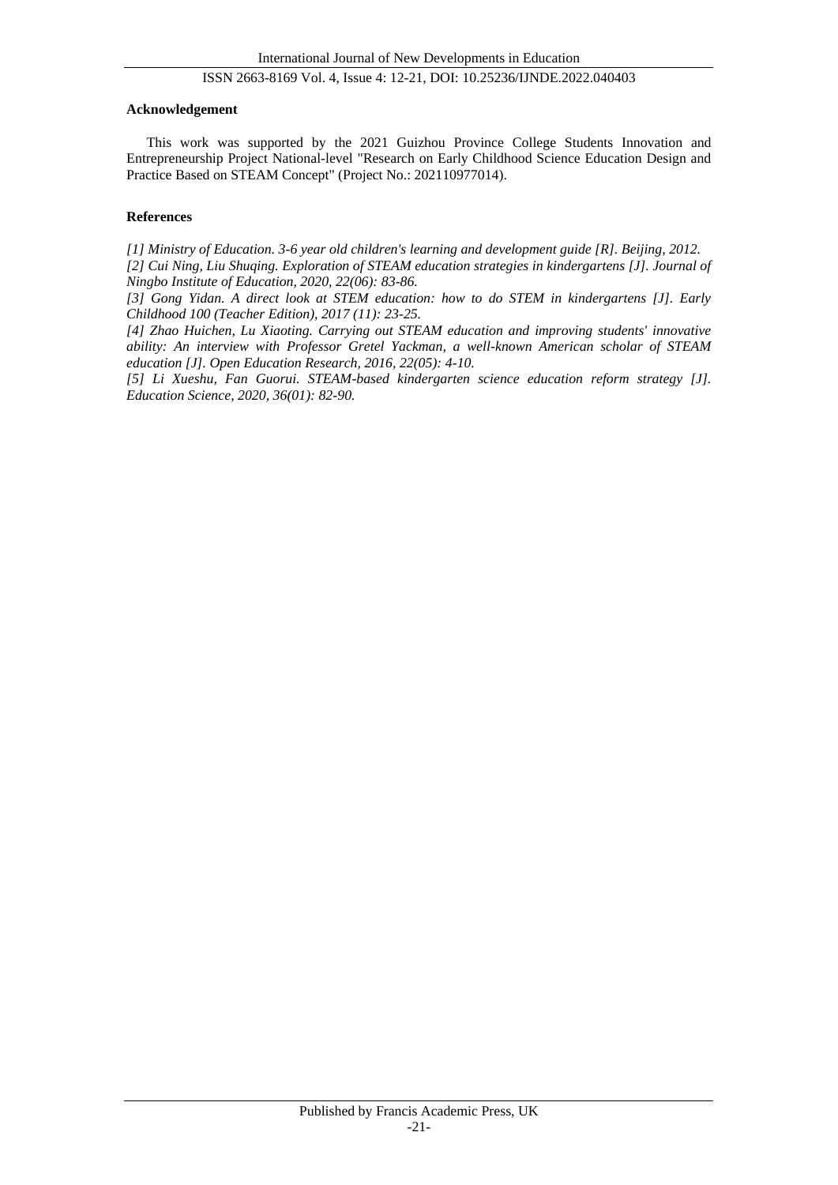**Acknowledgement**

This work was supported by the 2021 Guizhou Province College Students Innovation and Entrepreneurship Project National-level "Research on Early Childhood Science Education Design and Practice Based on STEAM Concept" (Project No.: 202110977014).

**References**

*[1] Ministry of Education. 3-6 year old children's learning and development guide [R]. Beijing, 2012.*

*[2] Cui Ning, Liu Shuqing. Exploration of STEAM education strategies in kindergartens [J]. Journal of Ningbo Institute of Education, 2020, 22(06): 83-86.*

*[3] Gong Yidan. A direct look at STEM education: how to do STEM in kindergartens [J]. Early Childhood 100 (Teacher Edition), 2017 (11): 23-25.*

*[4] Zhao Huichen, Lu Xiaoting. Carrying out STEAM education and improving students' innovative ability: An interview with Professor Gretel Yackman, a well-known American scholar of STEAM education [J]. Open Education Research, 2016, 22(05): 4-10.*

*[5] Li Xueshu, Fan Guorui. STEAM-based kindergarten science education reform strategy [J]. Education Science, 2020, 36(01): 82-90.*